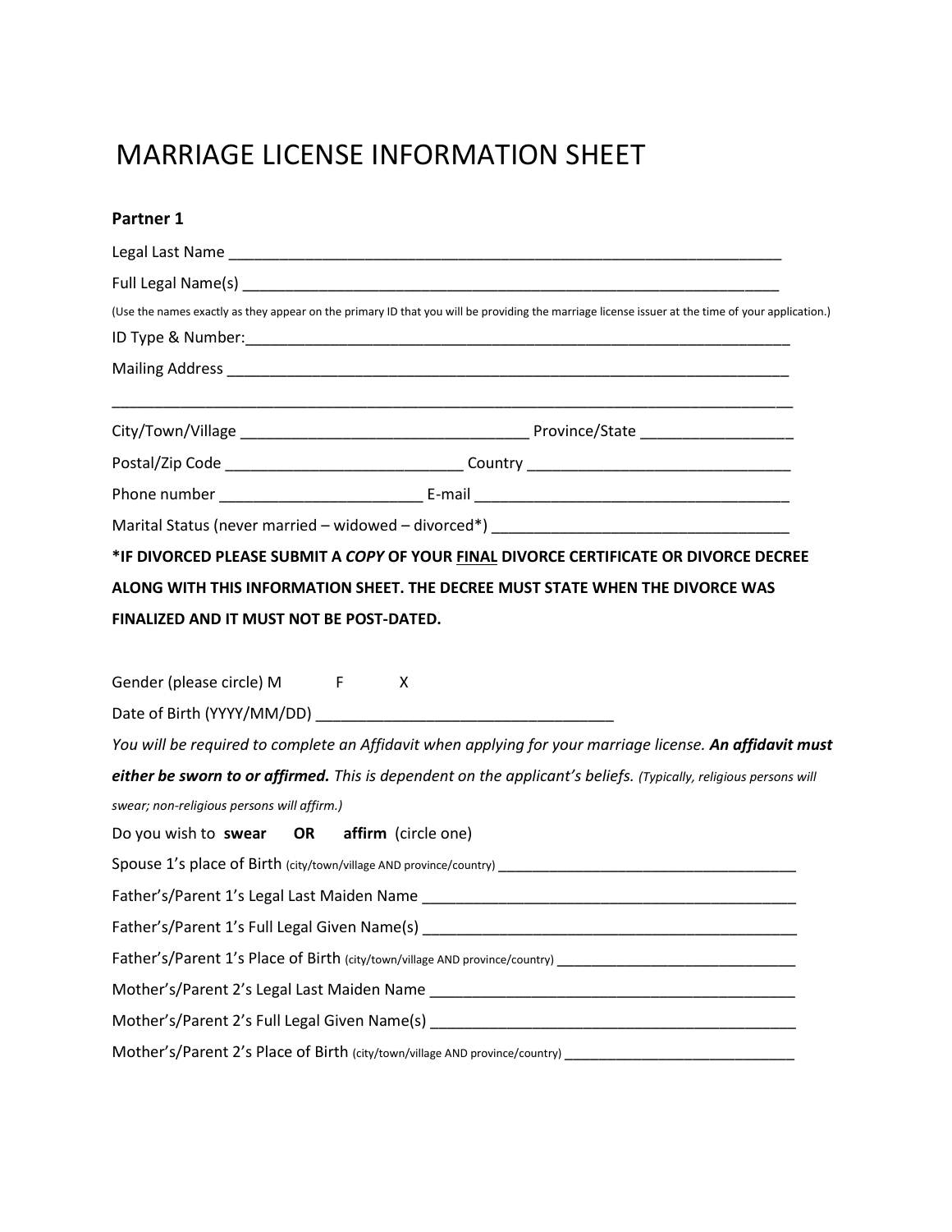# MARRIAGE LICENSE INFORMATION SHEET

**Partner 1**

Legal Last Name ___________________________________________________________________

Full Legal Name(s) _________________________________________________________________

(Use the names exactly as they appear on the primary ID that you will be providing the marriage license issuer at the time of your application.)

ID Type & Number:__________________________________________________________________

Mailing Address ____________________________________________________________________

_________________________________________________________________________________

City/Town/Village __________________________________ Province/State __________________

Postal/Zip Code ____________________________ Country _______________________________

Phone number _______________________ E-mail ____________________________________

Marital Status (never married – widowed – divorced*) __________________________________

***IF DIVORCED PLEASE SUBMIT A *COPY* OF YOUR <u>FINAL</u> DIVORCE CERTIFICATE OR DIVORCE DECREE ALONG WITH THIS INFORMATION SHEET. THE DECREE MUST STATE WHEN THE DIVORCE WAS FINALIZED AND IT MUST NOT BE POST-DATED.**

Gender (please circle) M F X

Date of Birth (YYYY/MM/DD) __________________________________

*You will be required to complete an Affidavit when applying for your marriage license.* ***An affidavit must either be sworn to or affirmed.*** *This is dependent on the applicant's beliefs. (Typically, religious persons will swear; non-religious persons will affirm.)*

Do you wish to **swear** **OR** **affirm** (circle one)

Spouse 1's place of Birth (city/town/village AND province/country) ____________________________________

Father's/Parent 1's Legal Last Maiden Name ____________________________________________

Father's/Parent 1's Full Legal Given Name(s) ____________________________________________

Father's/Parent 1's Place of Birth (city/town/village AND province/country) ______________________________

Mother's/Parent 2's Legal Last Maiden Name ___________________________________________

Mother's/Parent 2's Full Legal Given Name(s) ___________________________________________

Mother's/Parent 2's Place of Birth (city/town/village AND province/country) _____________________________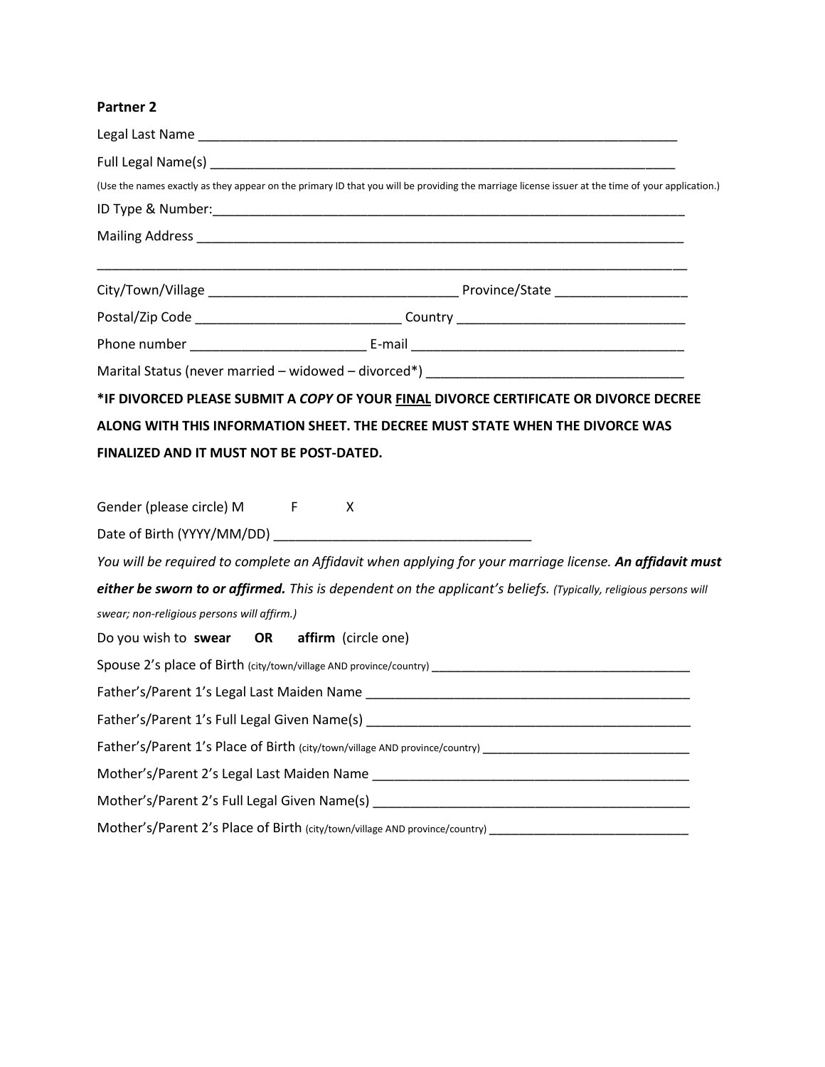**Partner 2**

Legal Last Name ___________________________________________________________________

Full Legal Name(s) ________________________________________________________________

(Use the names exactly as they appear on the primary ID that you will be providing the marriage license issuer at the time of your application.)

ID Type & Number:_________________________________________________________________

Mailing Address ___________________________________________________________________

_________________________________________________________________________________

City/Town/Village _________________________________ Province/State _________________

Postal/Zip Code ___________________________ Country ______________________________

Phone number _______________________ E-mail ____________________________________

Marital Status (never married – widowed – divorced*) __________________________________

**\*IF DIVORCED PLEASE SUBMIT A *COPY* OF YOUR <u>FINAL</u> DIVORCE CERTIFICATE OR DIVORCE DECREE ALONG WITH THIS INFORMATION SHEET. THE DECREE MUST STATE WHEN THE DIVORCE WAS FINALIZED AND IT MUST NOT BE POST-DATED.**

Gender (please circle) M F X

Date of Birth (YYYY/MM/DD) __________________________________

*You will be required to complete an Affidavit when applying for your marriage license.* ***An affidavit must either be sworn to or affirmed.*** *This is dependent on the applicant's beliefs. (Typically, religious persons will swear; non-religious persons will affirm.)*

Do you wish to **swear** **OR** **affirm** (circle one)

Spouse 2's place of Birth (city/town/village AND province/country) ____________________________________

Father's/Parent 1's Legal Last Maiden Name ____________________________________________

Father's/Parent 1's Full Legal Given Name(s) ___________________________________________

Father's/Parent 1's Place of Birth (city/town/village AND province/country) _____________________________

Mother's/Parent 2's Legal Last Maiden Name ___________________________________________

Mother's/Parent 2's Full Legal Given Name(s) __________________________________________

Mother's/Parent 2's Place of Birth (city/town/village AND province/country) ____________________________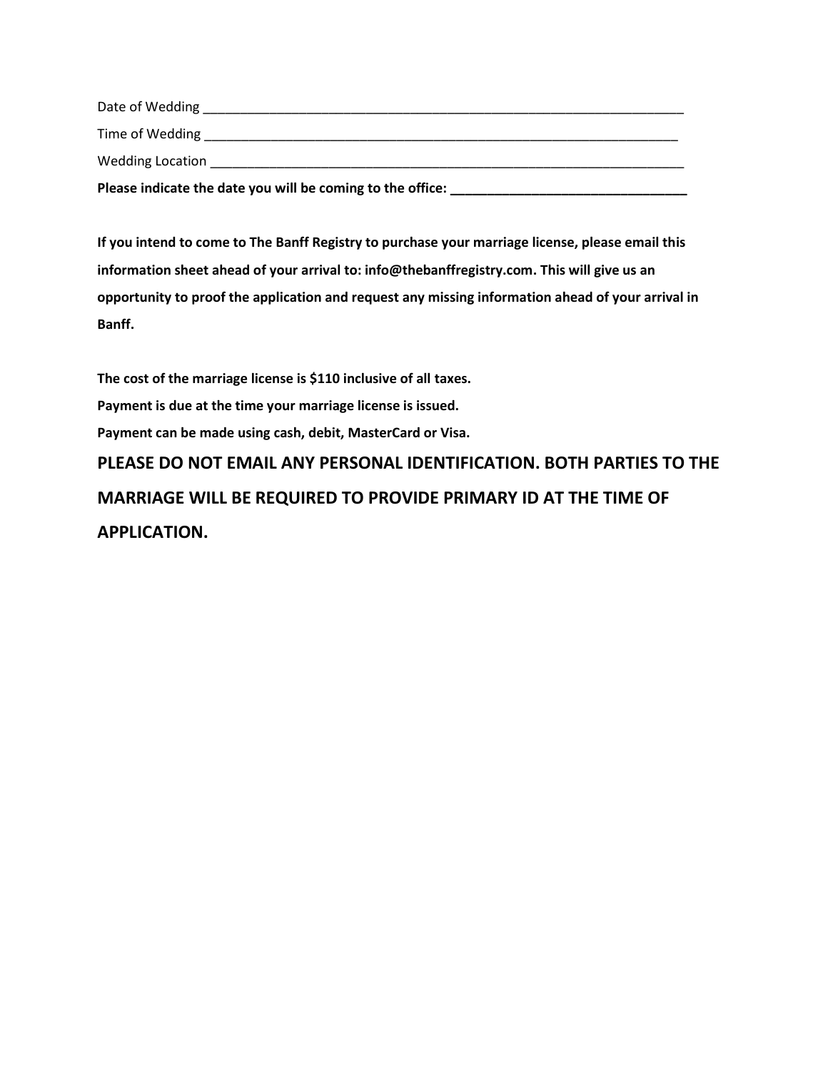Date of Wedding ____________________________________________________________________

Time of Wedding ___________________________________________________________________

Wedding Location ___________________________________________________________________

**Please indicate the date you will be coming to the office: ________________________________**

**If you intend to come to The Banff Registry to purchase your marriage license, please email this information sheet ahead of your arrival to: info@thebanffregistry.com. This will give us an opportunity to proof the application and request any missing information ahead of your arrival in Banff.**

**The cost of the marriage license is $110 inclusive of all taxes.**

**Payment is due at the time your marriage license is issued.**

**Payment can be made using cash, debit, MasterCard or Visa.**

**PLEASE DO NOT EMAIL ANY PERSONAL IDENTIFICATION. BOTH PARTIES TO THE MARRIAGE WILL BE REQUIRED TO PROVIDE PRIMARY ID AT THE TIME OF APPLICATION.**